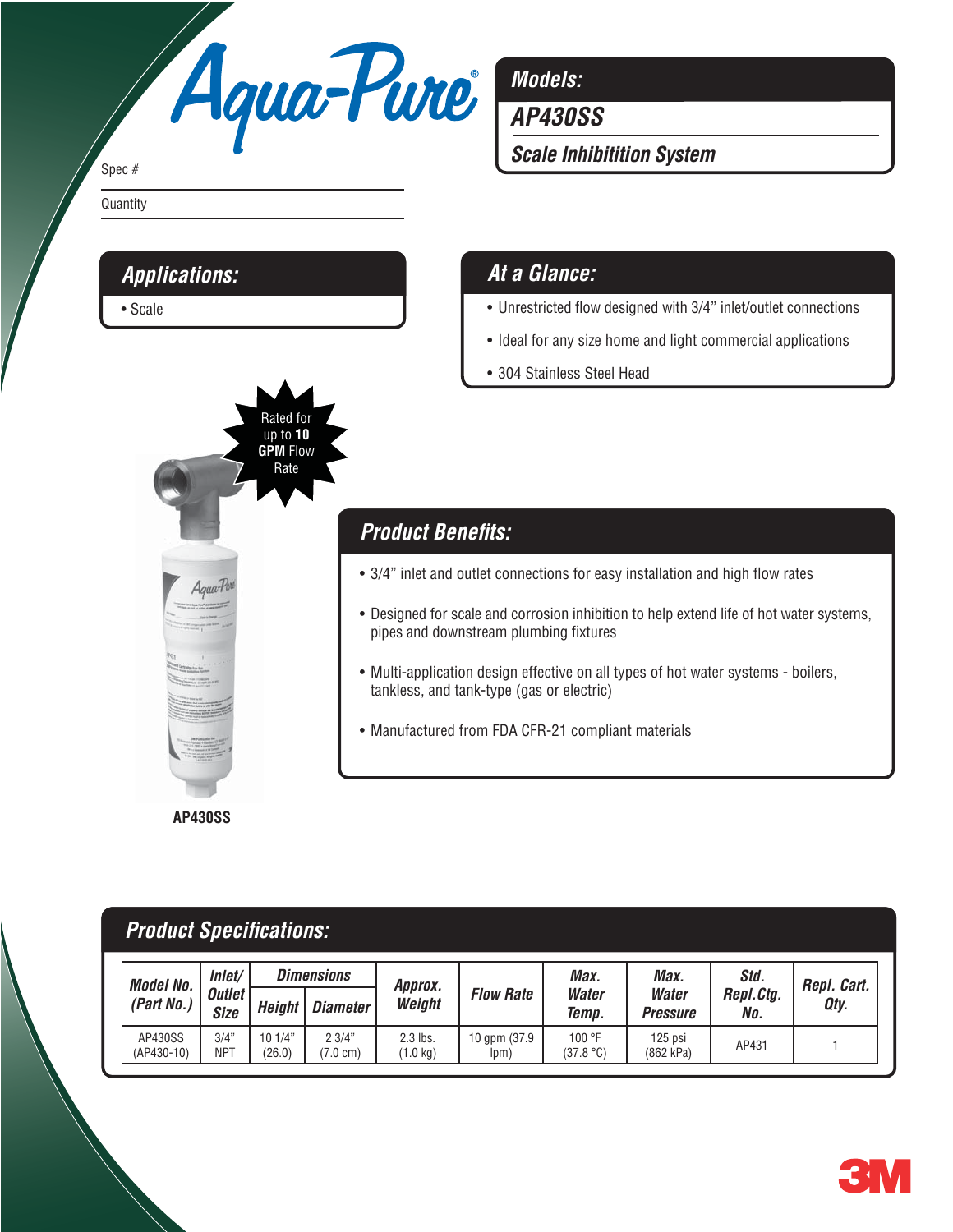# Aqua-Pure®

Spec #

Quantity

## Models:

**AP430SS**

***Scale Inhibitition System***

## Applications:

- Scale

## At a Glance:

- Unrestricted flow designed with 3/4" inlet/outlet connections
- Ideal for any size home and light commercial applications
- 304 Stainless Steel Head

Rated for up to **10 GPM** Flow Rate

## Product Benefits:

- 3/4" inlet and outlet connections for easy installation and high flow rates
- Designed for scale and corrosion inhibition to help extend life of hot water systems, pipes and downstream plumbing fixtures
- Multi-application design effective on all types of hot water systems - boilers, tankless, and tank-type (gas or electric)
- Manufactured from FDA CFR-21 compliant materials

**AP430SS**

## Product Specifications:

| Model No. (Part No.) | Inlet/ Outlet Size | Dimensions | | Approx. Weight | Flow Rate | Max. Water Temp. | Max. Water Pressure | Std. Repl.Ctg. No. | Repl. Cart. Qty. |
|---|---|---|---|---|---|---|---|---|---|
| | | Height | Diameter | | | | | | |
| AP430SS (AP430-10) | 3/4" NPT | 10 1/4" (26.0) | 2 3/4" (7.0 cm) | 2.3 lbs. (1.0 kg) | 10 gpm (37.9 lpm) | 100 °F (37.8 °C) | 125 psi (862 kPa) | AP431 | 1 |

3M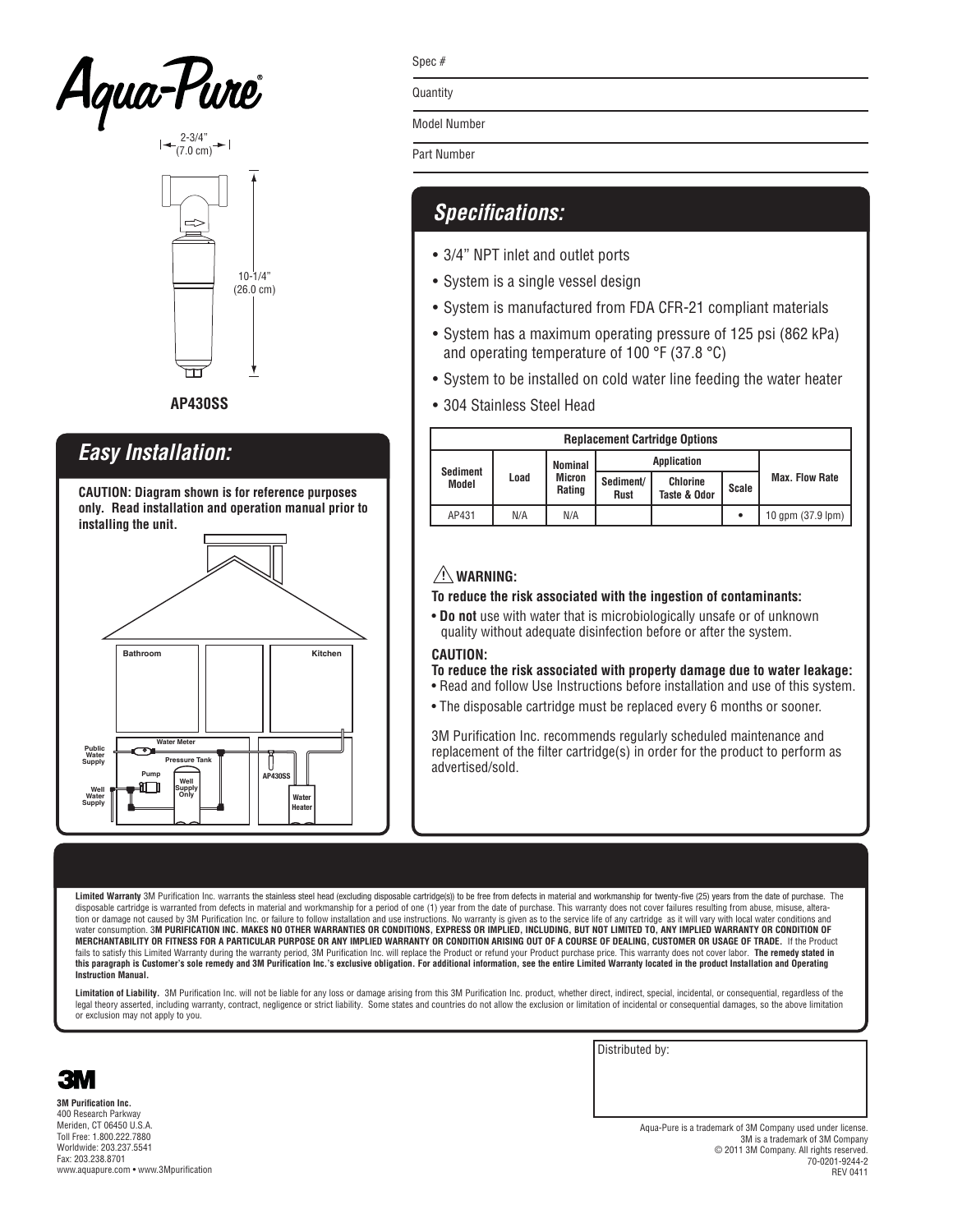# Aqua-Pure®

2-3/4" (7.0 cm)

10-1/4" (26.0 cm)

**AP430SS**

## Easy Installation:

**CAUTION: Diagram shown is for reference purposes only. Read installation and operation manual prior to installing the unit.**

Bathroom

Kitchen

Public Water Supply

Water Meter

Pressure Tank

Pump

Well Supply Only

Well Water Supply

AP430SS

Water Heater

Spec #

Quantity

Model Number

Part Number

## Specifications:

- 3/4" NPT inlet and outlet ports
- System is a single vessel design
- System is manufactured from FDA CFR-21 compliant materials
- System has a maximum operating pressure of 125 psi (862 kPa) and operating temperature of 100 °F (37.8 °C)
- System to be installed on cold water line feeding the water heater
- 304 Stainless Steel Head

**Replacement Cartridge Options**

| Sediment Model | Load | Nominal Micron Rating | Application | | | Max. Flow Rate |
|---|---|---|---|---|---|---|
| | | | Sediment/ Rust | Chlorine Taste & Odor | Scale | |
| AP431 | N/A | N/A | | | • | 10 gpm (37.9 lpm) |

### ⚠ WARNING:

**To reduce the risk associated with the ingestion of contaminants:**

- **Do not** use with water that is microbiologically unsafe or of unknown quality without adequate disinfection before or after the system.

**CAUTION:**

**To reduce the risk associated with property damage due to water leakage:**

- Read and follow Use Instructions before installation and use of this system.
- The disposable cartridge must be replaced every 6 months or sooner.

3M Purification Inc. recommends regularly scheduled maintenance and replacement of the filter cartridge(s) in order for the product to perform as advertised/sold.

**Limited Warranty** 3M Purification Inc. warrants the stainless steel head (excluding disposable cartridge(s)) to be free from defects in material and workmanship for twenty-five (25) years from the date of purchase. The disposable cartridge is warranted from defects in material and workmanship for a period of one (1) year from the date of purchase. This warranty does not cover failures resulting from abuse, misuse, alteration or damage not caused by 3M Purification Inc. or failure to follow installation and use instructions. No warranty is given as to the service life of any cartridge as it will vary with local water conditions and water consumption. 3**M PURIFICATION INC. MAKES NO OTHER WARRANTIES OR CONDITIONS, EXPRESS OR IMPLIED, INCLUDING, BUT NOT LIMITED TO, ANY IMPLIED WARRANTY OR CONDITION OF MERCHANTABILITY OR FITNESS FOR A PARTICULAR PURPOSE OR ANY IMPLIED WARRANTY OR CONDITION ARISING OUT OF A COURSE OF DEALING, CUSTOMER OR USAGE OF TRADE.** If the Product fails to satisfy this Limited Warranty during the warranty period, 3M Purification Inc. will replace the Product or refund your Product purchase price. This warranty does not cover labor. **The remedy stated in this paragraph is Customer's sole remedy and 3M Purification Inc.'s exclusive obligation. For additional information, see the entire Limited Warranty located in the product Installation and Operating Instruction Manual.**

**Limitation of Liability.** 3M Purification Inc. will not be liable for any loss or damage arising from this 3M Purification Inc. product, whether direct, indirect, special, incidental, or consequential, regardless of the legal theory asserted, including warranty, contract, negligence or strict liability. Some states and countries do not allow the exclusion or limitation of incidental or consequential damages, so the above limitation or exclusion may not apply to you.

**3M**

**3M Purification Inc.**
400 Research Parkway
Meriden, CT 06450 U.S.A.
Toll Free: 1.800.222.7880
Worldwide: 203.237.5541
Fax: 203.238.8701
www.aquapure.com • www.3Mpurification

Distributed by:

Aqua-Pure is a trademark of 3M Company used under license.
3M is a trademark of 3M Company
© 2011 3M Company. All rights reserved.
70-0201-9244-2
REV 0411